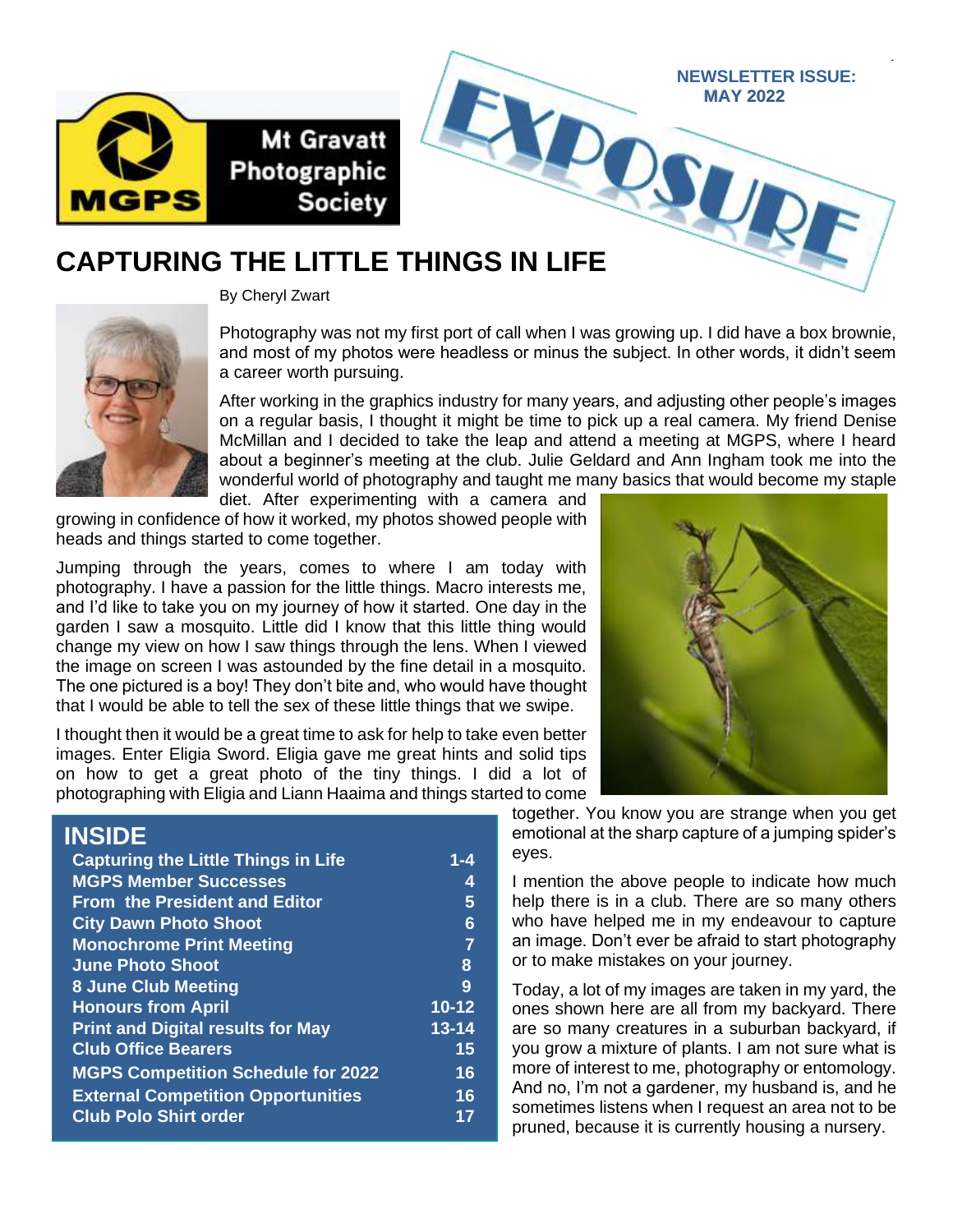Mt Gravatt Photographic Society

MGPS

# EXPOSURE

NEWSLETTER ISSUE: MAY 2022

# CAPTURING THE LITTLE THINGS IN LIFE

By Cheryl Zwart

Photography was not my first port of call when I was growing up. I did have a box brownie, and most of my photos were headless or minus the subject. In other words, it didn't seem a career worth pursuing.

After working in the graphics industry for many years, and adjusting other people's images on a regular basis, I thought it might be time to pick up a real camera. My friend Denise McMillan and I decided to take the leap and attend a meeting at MGPS, where I heard about a beginner's meeting at the club. Julie Geldard and Ann Ingham took me into the wonderful world of photography and taught me many basics that would become my staple diet. After experimenting with a camera and growing in confidence of how it worked, my photos showed people with heads and things started to come together.

Jumping through the years, comes to where I am today with photography. I have a passion for the little things. Macro interests me, and I'd like to take you on my journey of how it started. One day in the garden I saw a mosquito. Little did I know that this little thing would change my view on how I saw things through the lens. When I viewed the image on screen I was astounded by the fine detail in a mosquito. The one pictured is a boy! They don't bite and, who would have thought that I would be able to tell the sex of these little things that we swipe.

I thought then it would be a great time to ask for help to take even better images. Enter Eligia Sword. Eligia gave me great hints and solid tips on how to get a great photo of the tiny things. I did a lot of photographing with Eligia and Liann Haaima and things started to come together. You know you are strange when you get emotional at the sharp capture of a jumping spider's eyes.

I mention the above people to indicate how much help there is in a club. There are so many others who have helped me in my endeavour to capture an image. Don't ever be afraid to start photography or to make mistakes on your journey.

Today, a lot of my images are taken in my yard, the ones shown here are all from my backyard. There are so many creatures in a suburban backyard, if you grow a mixture of plants. I am not sure what is more of interest to me, photography or entomology. And no, I'm not a gardener, my husband is, and he sometimes listens when I request an area not to be pruned, because it is currently housing a nursery.

## INSIDE

| | |
|---|---|
| Capturing the Little Things in Life | 1-4 |
| MGPS Member Successes | 4 |
| From the President and Editor | 5 |
| City Dawn Photo Shoot | 6 |
| Monochrome Print Meeting | 7 |
| June Photo Shoot | 8 |
| 8 June Club Meeting | 9 |
| Honours from April | 10-12 |
| Print and Digital results for May | 13-14 |
| Club Office Bearers | 15 |
| MGPS Competition Schedule for 2022 | 16 |
| External Competition Opportunities | 16 |
| Club Polo Shirt order | 17 |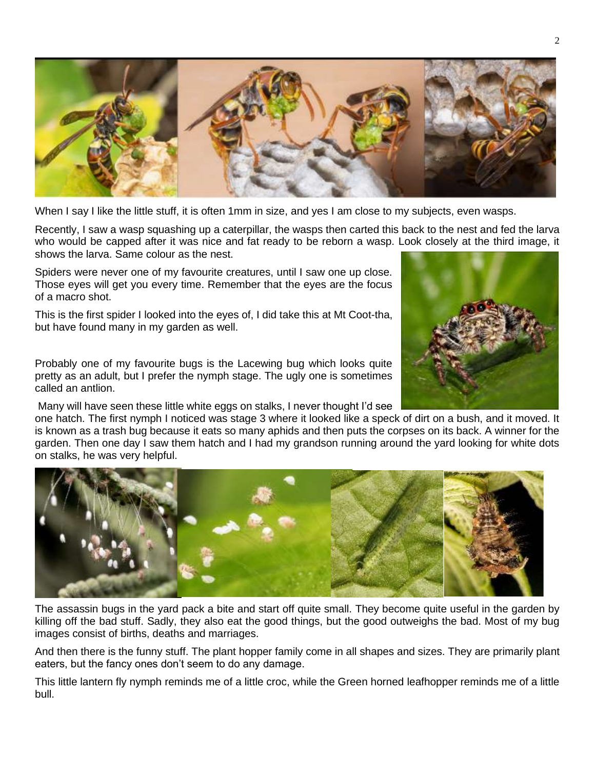When I say I like the little stuff, it is often 1mm in size, and yes I am close to my subjects, even wasps.

Recently, I saw a wasp squashing up a caterpillar, the wasps then carted this back to the nest and fed the larva who would be capped after it was nice and fat ready to be reborn a wasp. Look closely at the third image, it shows the larva. Same colour as the nest.

Spiders were never one of my favourite creatures, until I saw one up close. Those eyes will get you every time. Remember that the eyes are the focus of a macro shot.

This is the first spider I looked into the eyes of, I did take this at Mt Coot-tha, but have found many in my garden as well.

Probably one of my favourite bugs is the Lacewing bug which looks quite pretty as an adult, but I prefer the nymph stage. The ugly one is sometimes called an antlion.

Many will have seen these little white eggs on stalks, I never thought I'd see one hatch. The first nymph I noticed was stage 3 where it looked like a speck of dirt on a bush, and it moved. It is known as a trash bug because it eats so many aphids and then puts the corpses on its back. A winner for the garden. Then one day I saw them hatch and I had my grandson running around the yard looking for white dots on stalks, he was very helpful.

The assassin bugs in the yard pack a bite and start off quite small. They become quite useful in the garden by killing off the bad stuff. Sadly, they also eat the good things, but the good outweighs the bad. Most of my bug images consist of births, deaths and marriages.

And then there is the funny stuff. The plant hopper family come in all shapes and sizes. They are primarily plant eaters, but the fancy ones don't seem to do any damage.

This little lantern fly nymph reminds me of a little croc, while the Green horned leafhopper reminds me of a little bull.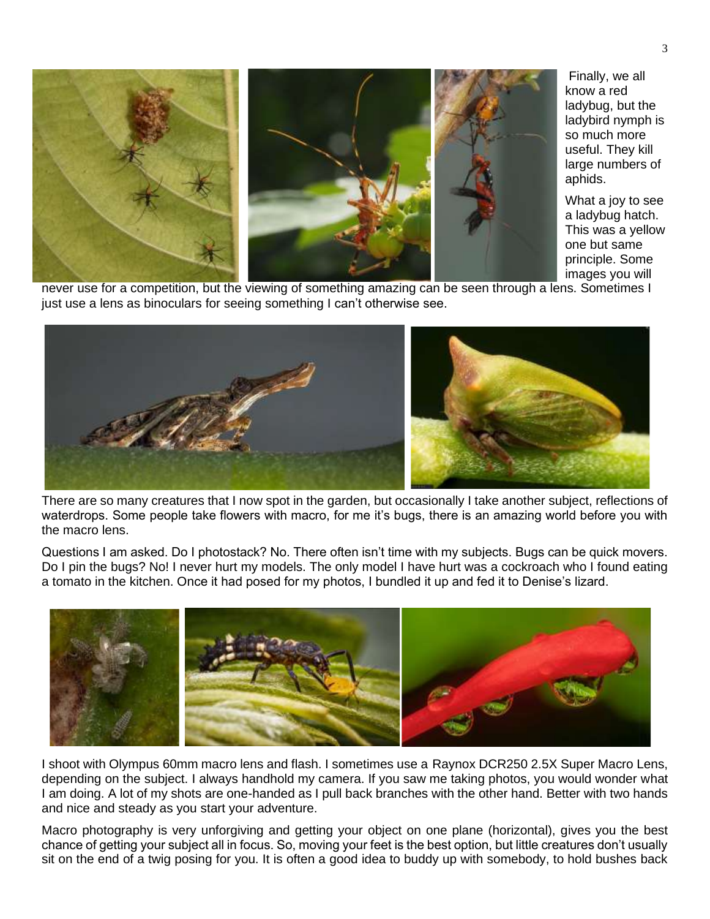Finally, we all know a red ladybug, but the ladybird nymph is so much more useful. They kill large numbers of aphids.

What a joy to see a ladybug hatch. This was a yellow one but same principle. Some images you will never use for a competition, but the viewing of something amazing can be seen through a lens. Sometimes I just use a lens as binoculars for seeing something I can't otherwise see.

There are so many creatures that I now spot in the garden, but occasionally I take another subject, reflections of waterdrops. Some people take flowers with macro, for me it's bugs, there is an amazing world before you with the macro lens.

Questions I am asked. Do I photostack? No. There often isn't time with my subjects. Bugs can be quick movers. Do I pin the bugs? No! I never hurt my models. The only model I have hurt was a cockroach who I found eating a tomato in the kitchen. Once it had posed for my photos, I bundled it up and fed it to Denise's lizard.

I shoot with Olympus 60mm macro lens and flash. I sometimes use a Raynox DCR250 2.5X Super Macro Lens, depending on the subject. I always handhold my camera. If you saw me taking photos, you would wonder what I am doing. A lot of my shots are one-handed as I pull back branches with the other hand. Better with two hands and nice and steady as you start your adventure.

Macro photography is very unforgiving and getting your object on one plane (horizontal), gives you the best chance of getting your subject all in focus. So, moving your feet is the best option, but little creatures don't usually sit on the end of a twig posing for you. It is often a good idea to buddy up with somebody, to hold bushes back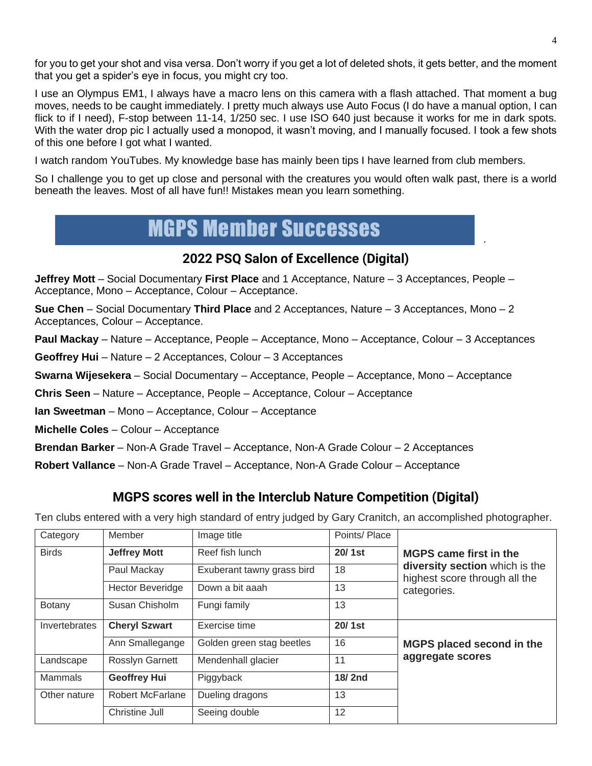for you to get your shot and visa versa. Don't worry if you get a lot of deleted shots, it gets better, and the moment that you get a spider's eye in focus, you might cry too.

I use an Olympus EM1, I always have a macro lens on this camera with a flash attached. That moment a bug moves, needs to be caught immediately. I pretty much always use Auto Focus (I do have a manual option, I can flick to if I need), F-stop between 11-14, 1/250 sec. I use ISO 640 just because it works for me in dark spots. With the water drop pic I actually used a monopod, it wasn't moving, and I manually focused. I took a few shots of this one before I got what I wanted.

I watch random YouTubes. My knowledge base has mainly been tips I have learned from club members.

So I challenge you to get up close and personal with the creatures you would often walk past, there is a world beneath the leaves. Most of all have fun!! Mistakes mean you learn something.

# MGPS Member Successes

## 2022 PSQ Salon of Excellence (Digital)

**Jeffrey Mott** – Social Documentary **First Place** and 1 Acceptance, Nature – 3 Acceptances, People – Acceptance, Mono – Acceptance, Colour – Acceptance.

**Sue Chen** – Social Documentary **Third Place** and 2 Acceptances, Nature – 3 Acceptances, Mono – 2 Acceptances, Colour – Acceptance.

**Paul Mackay** – Nature – Acceptance, People – Acceptance, Mono – Acceptance, Colour – 3 Acceptances

**Geoffrey Hui** – Nature – 2 Acceptances, Colour – 3 Acceptances

**Swarna Wijesekera** – Social Documentary – Acceptance, People – Acceptance, Mono – Acceptance

**Chris Seen** – Nature – Acceptance, People – Acceptance, Colour – Acceptance

**Ian Sweetman** – Mono – Acceptance, Colour – Acceptance

**Michelle Coles** – Colour – Acceptance

**Brendan Barker** – Non-A Grade Travel – Acceptance, Non-A Grade Colour – 2 Acceptances

**Robert Vallance** – Non-A Grade Travel – Acceptance, Non-A Grade Colour – Acceptance

## MGPS scores well in the Interclub Nature Competition (Digital)

Ten clubs entered with a very high standard of entry judged by Gary Cranitch, an accomplished photographer.

| Category | Member | Image title | Points/ Place | |
|---|---|---|---|---|
| Birds | **Jeffrey Mott** | Reef fish lunch | **20/ 1st** | **MGPS came first in the diversity section** which is the highest score through all the categories. |
| | Paul Mackay | Exuberant tawny grass bird | 18 | |
| | Hector Beveridge | Down a bit aaah | 13 | |
| Botany | Susan Chisholm | Fungi family | 13 | |
| Invertebrates | **Cheryl Szwart** | Exercise time | **20/ 1st** | **MGPS placed second in the aggregate scores** |
| | Ann Smallegange | Golden green stag beetles | 16 | |
| Landscape | Rosslyn Garnett | Mendenhall glacier | 11 | |
| Mammals | **Geoffrey Hui** | Piggyback | **18/ 2nd** | |
| Other nature | Robert McFarlane | Dueling dragons | 13 | |
| | Christine Jull | Seeing double | 12 | |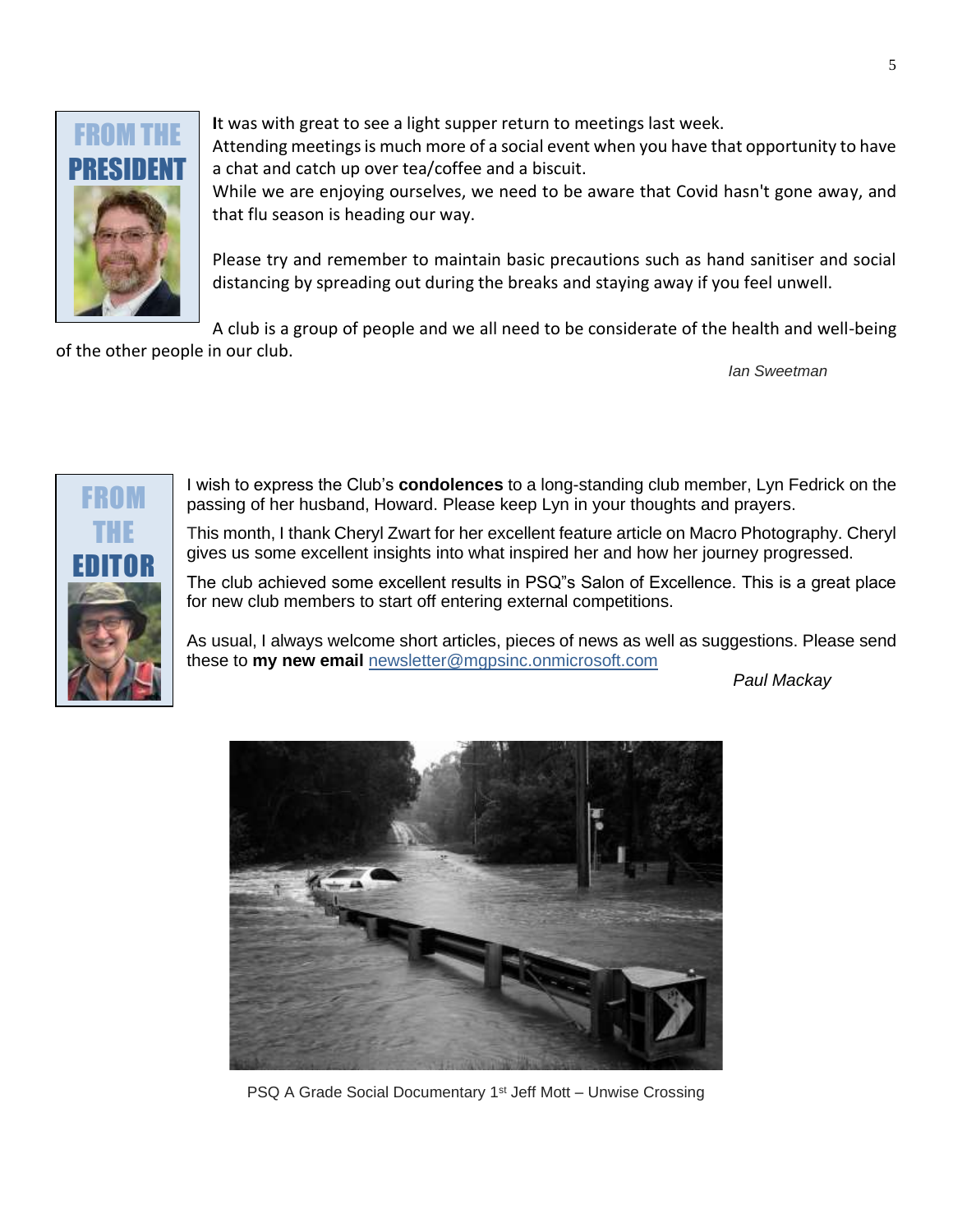## FROM THE PRESIDENT

**I**t was with great to see a light supper return to meetings last week.
Attending meetings is much more of a social event when you have that opportunity to have a chat and catch up over tea/coffee and a biscuit.
While we are enjoying ourselves, we need to be aware that Covid hasn't gone away, and that flu season is heading our way.

Please try and remember to maintain basic precautions such as hand sanitiser and social distancing by spreading out during the breaks and staying away if you feel unwell.

A club is a group of people and we all need to be considerate of the health and well-being of the other people in our club.

*Ian Sweetman*

## FROM THE EDITOR

I wish to express the Club's **condolences** to a long-standing club member, Lyn Fedrick on the passing of her husband, Howard. Please keep Lyn in your thoughts and prayers.

This month, I thank Cheryl Zwart for her excellent feature article on Macro Photography. Cheryl gives us some excellent insights into what inspired her and how her journey progressed.

The club achieved some excellent results in PSQ"s Salon of Excellence. This is a great place for new club members to start off entering external competitions.

As usual, I always welcome short articles, pieces of news as well as suggestions. Please send these to **my new email** newsletter@mgpsinc.onmicrosoft.com

*Paul Mackay*

PSQ A Grade Social Documentary 1st Jeff Mott – Unwise Crossing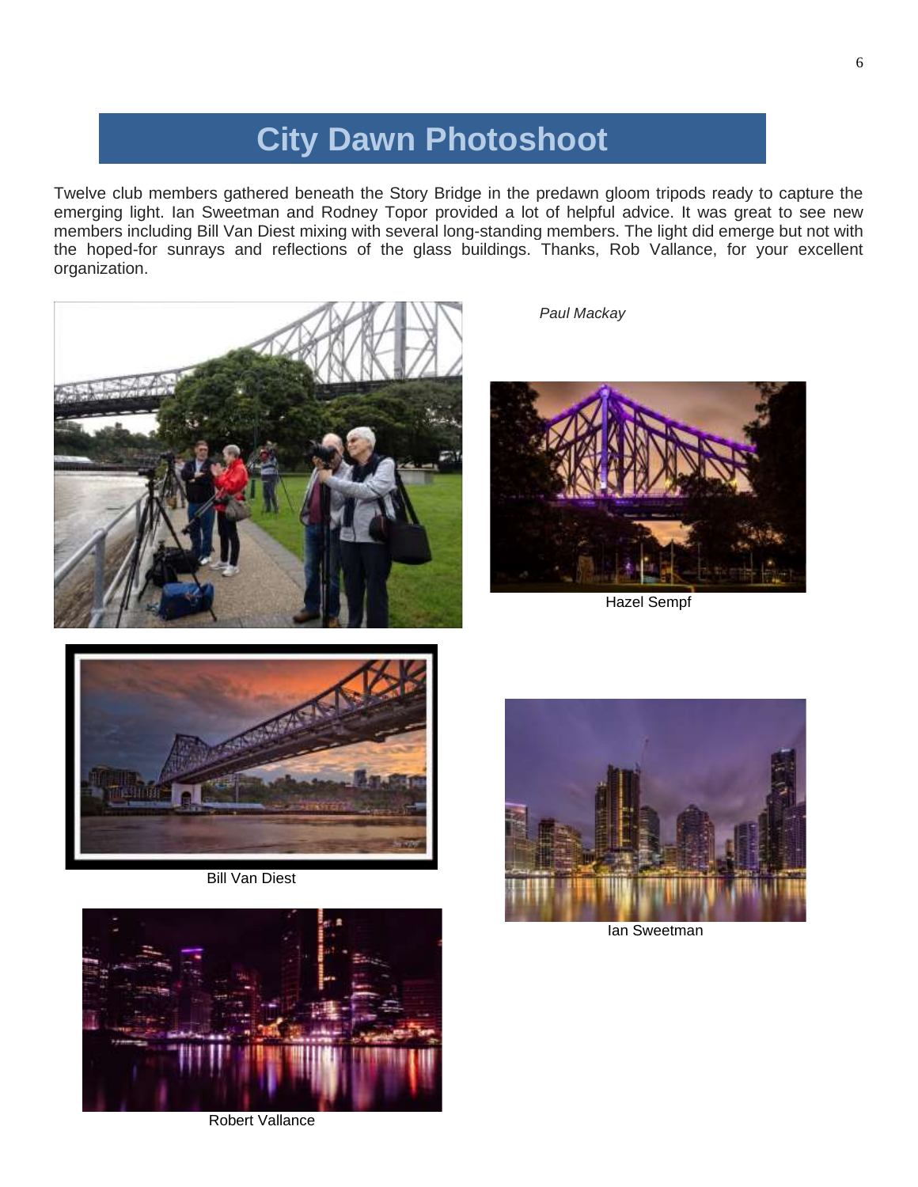# City Dawn Photoshoot

Twelve club members gathered beneath the Story Bridge in the predawn gloom tripods ready to capture the emerging light. Ian Sweetman and Rodney Topor provided a lot of helpful advice. It was great to see new members including Bill Van Diest mixing with several long-standing members. The light did emerge but not with the hoped-for sunrays and reflections of the glass buildings. Thanks, Rob Vallance, for your excellent organization.

*Paul Mackay*

Hazel Sempf

Bill Van Diest

Ian Sweetman

Robert Vallance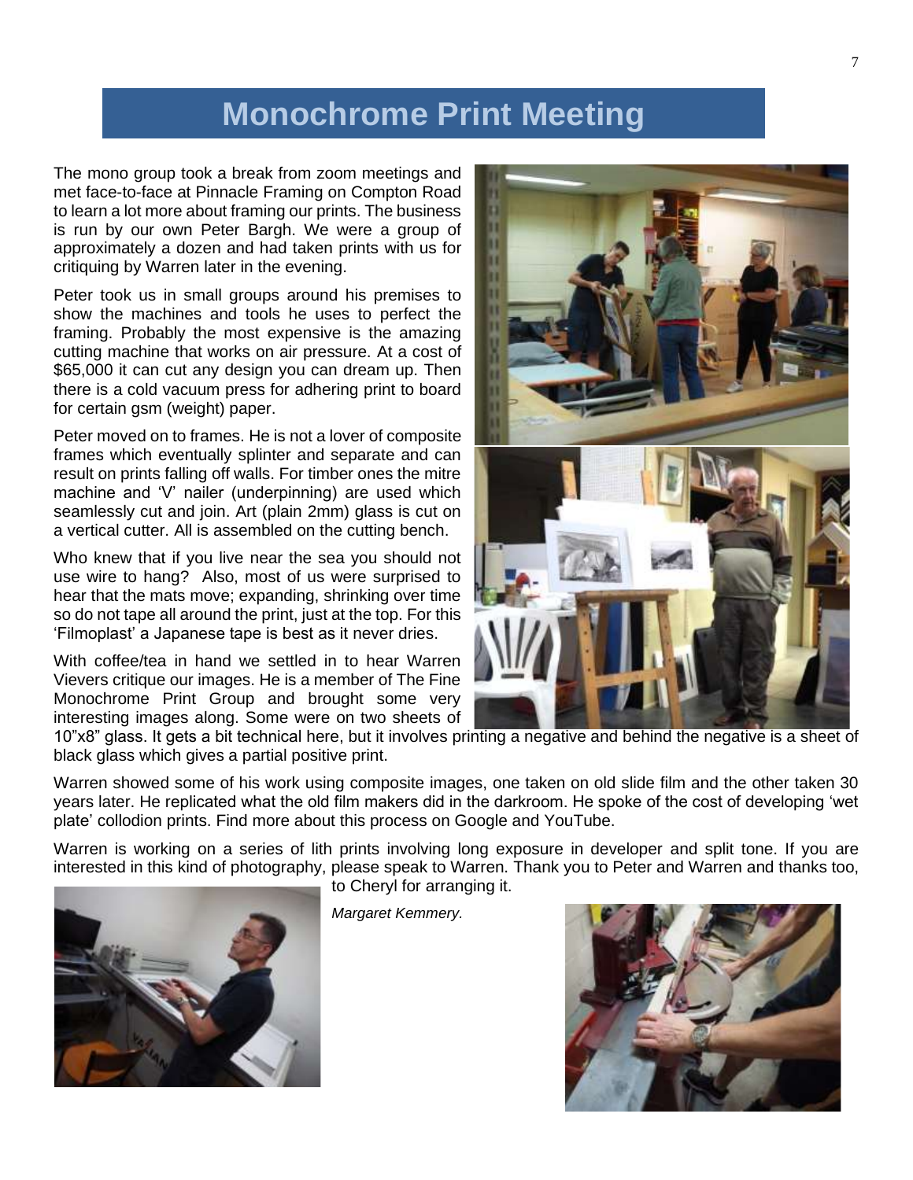# Monochrome Print Meeting

The mono group took a break from zoom meetings and met face-to-face at Pinnacle Framing on Compton Road to learn a lot more about framing our prints. The business is run by our own Peter Bargh. We were a group of approximately a dozen and had taken prints with us for critiquing by Warren later in the evening.

Peter took us in small groups around his premises to show the machines and tools he uses to perfect the framing. Probably the most expensive is the amazing cutting machine that works on air pressure. At a cost of $65,000 it can cut any design you can dream up. Then there is a cold vacuum press for adhering print to board for certain gsm (weight) paper.

Peter moved on to frames. He is not a lover of composite frames which eventually splinter and separate and can result on prints falling off walls. For timber ones the mitre machine and 'V' nailer (underpinning) are used which seamlessly cut and join. Art (plain 2mm) glass is cut on a vertical cutter. All is assembled on the cutting bench.

Who knew that if you live near the sea you should not use wire to hang? Also, most of us were surprised to hear that the mats move; expanding, shrinking over time so do not tape all around the print, just at the top. For this 'Filmoplast' a Japanese tape is best as it never dries.

With coffee/tea in hand we settled in to hear Warren Vievers critique our images. He is a member of The Fine Monochrome Print Group and brought some very interesting images along. Some were on two sheets of 10"x8" glass. It gets a bit technical here, but it involves printing a negative and behind the negative is a sheet of black glass which gives a partial positive print.

Warren showed some of his work using composite images, one taken on old slide film and the other taken 30 years later. He replicated what the old film makers did in the darkroom. He spoke of the cost of developing 'wet plate' collodion prints. Find more about this process on Google and YouTube.

Warren is working on a series of lith prints involving long exposure in developer and split tone. If you are interested in this kind of photography, please speak to Warren. Thank you to Peter and Warren and thanks too, to Cheryl for arranging it.

*Margaret Kemmery.*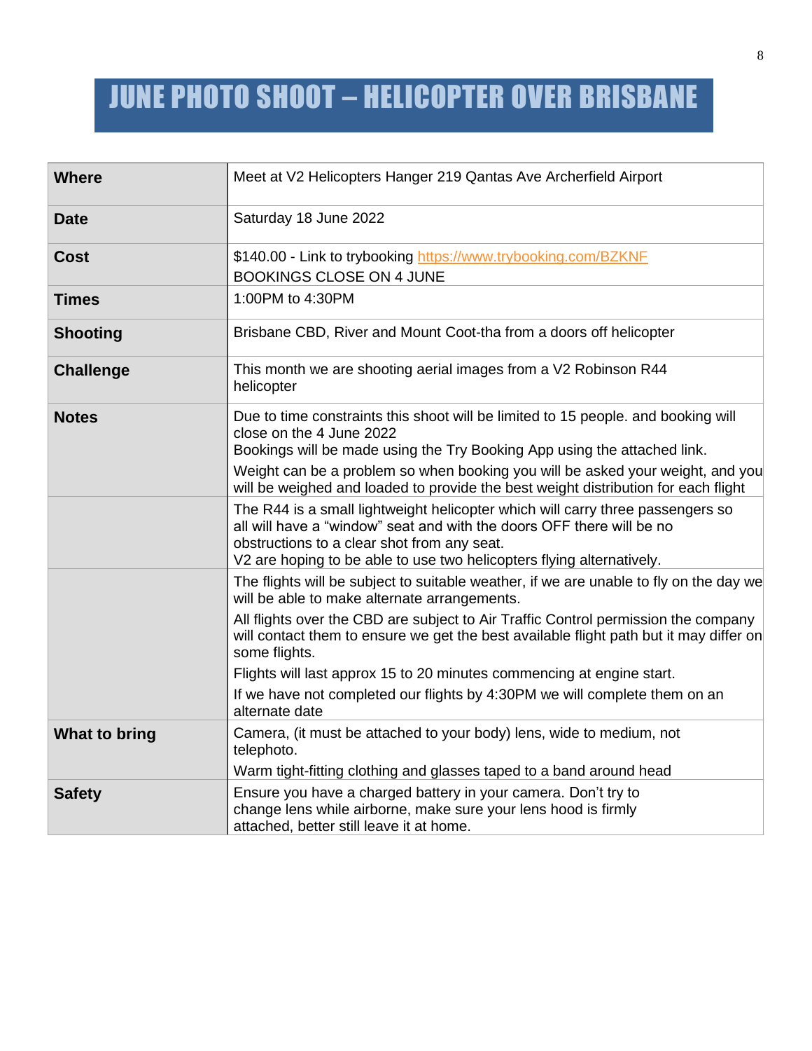# JUNE PHOTO SHOOT – HELICOPTER OVER BRISBANE

| | |
|---|---|
| **Where** | Meet at V2 Helicopters Hanger 219 Qantas Ave Archerfield Airport |
| **Date** | Saturday 18 June 2022 |
| **Cost** | $140.00 - Link to trybooking https://www.trybooking.com/BZKNF<br>BOOKINGS CLOSE ON 4 JUNE |
| **Times** | 1:00PM to 4:30PM |
| **Shooting** | Brisbane CBD, River and Mount Coot-tha from a doors off helicopter |
| **Challenge** | This month we are shooting aerial images from a V2 Robinson R44 helicopter |
| **Notes** | Due to time constraints this shoot will be limited to 15 people. and booking will close on the 4 June 2022<br>Bookings will be made using the Try Booking App using the attached link.<br>Weight can be a problem so when booking you will be asked your weight, and you will be weighed and loaded to provide the best weight distribution for each flight |
| | The R44 is a small lightweight helicopter which will carry three passengers so all will have a "window" seat and with the doors OFF there will be no obstructions to a clear shot from any seat.<br>V2 are hoping to be able to use two helicopters flying alternatively. |
| | The flights will be subject to suitable weather, if we are unable to fly on the day we will be able to make alternate arrangements.<br>All flights over the CBD are subject to Air Traffic Control permission the company will contact them to ensure we get the best available flight path but it may differ on some flights.<br>Flights will last approx 15 to 20 minutes commencing at engine start.<br>If we have not completed our flights by 4:30PM we will complete them on an alternate date |
| **What to bring** | Camera, (it must be attached to your body) lens, wide to medium, not telephoto.<br>Warm tight-fitting clothing and glasses taped to a band around head |
| **Safety** | Ensure you have a charged battery in your camera. Don't try to change lens while airborne, make sure your lens hood is firmly attached, better still leave it at home. |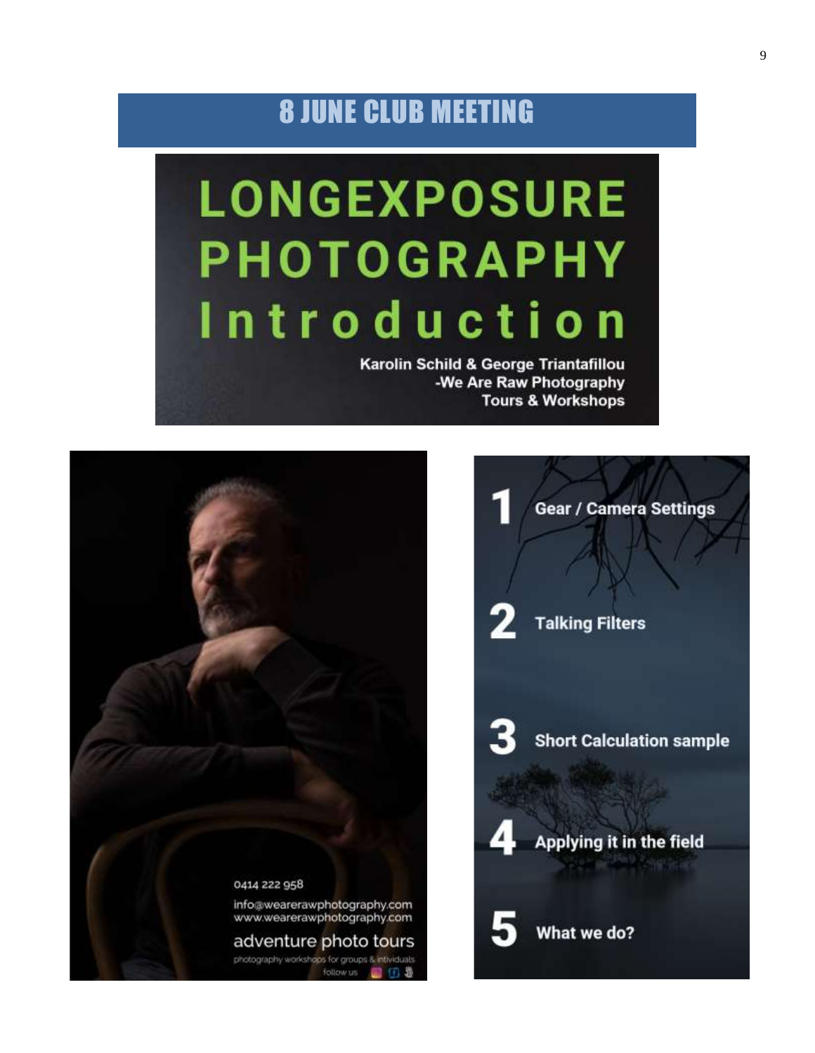# 8 JUNE CLUB MEETING

LONGEXPOSURE PHOTOGRAPHY Introduction

Karolin Schild & George Triantafillou
-We Are Raw Photography
Tours & Workshops

0414 222 958

info@wearerawphotography.com
www.wearerawphotography.com

adventure photo tours

photography workshops for groups & individuals

follow us

1 Gear / Camera Settings

2 Talking Filters

3 Short Calculation sample

4 Applying it in the field

5 What we do?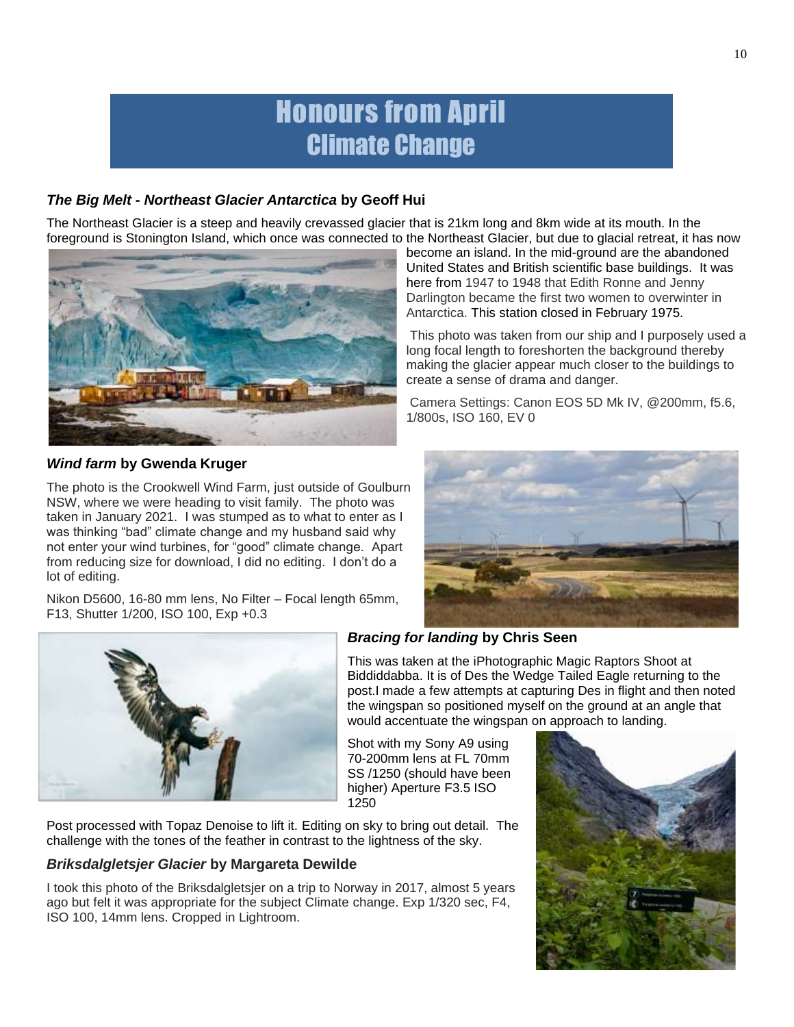# Honours from April
## Climate Change

### ***The Big Melt - Northeast Glacier Antarctica*** **by Geoff Hui**

The Northeast Glacier is a steep and heavily crevassed glacier that is 21km long and 8km wide at its mouth. In the foreground is Stonington Island, which once was connected to the Northeast Glacier, but due to glacial retreat, it has now become an island. In the mid-ground are the abandoned United States and British scientific base buildings. It was here from 1947 to 1948 that Edith Ronne and Jenny Darlington became the first two women to overwinter in Antarctica. This station closed in February 1975.

This photo was taken from our ship and I purposely used a long focal length to foreshorten the background thereby making the glacier appear much closer to the buildings to create a sense of drama and danger.

Camera Settings: Canon EOS 5D Mk IV, @200mm, f5.6, 1/800s, ISO 160, EV 0

### ***Wind farm*** **by Gwenda Kruger**

The photo is the Crookwell Wind Farm, just outside of Goulburn NSW, where we were heading to visit family. The photo was taken in January 2021. I was stumped as to what to enter as I was thinking "bad" climate change and my husband said why not enter your wind turbines, for "good" climate change. Apart from reducing size for download, I did no editing. I don't do a lot of editing.

Nikon D5600, 16-80 mm lens, No Filter – Focal length 65mm, F13, Shutter 1/200, ISO 100, Exp +0.3

### ***Bracing for landing*** **by Chris Seen**

This was taken at the iPhotographic Magic Raptors Shoot at Biddiddabba. It is of Des the Wedge Tailed Eagle returning to the post.I made a few attempts at capturing Des in flight and then noted the wingspan so positioned myself on the ground at an angle that would accentuate the wingspan on approach to landing.

Shot with my Sony A9 using 70-200mm lens at FL 70mm SS /1250 (should have been higher) Aperture F3.5 ISO 1250

Post processed with Topaz Denoise to lift it. Editing on sky to bring out detail. The challenge with the tones of the feather in contrast to the lightness of the sky.

### ***Briksdalgletsjer Glacier*** **by Margareta Dewilde**

I took this photo of the Briksdalgletsjer on a trip to Norway in 2017, almost 5 years ago but felt it was appropriate for the subject Climate change. Exp 1/320 sec, F4, ISO 100, 14mm lens. Cropped in Lightroom.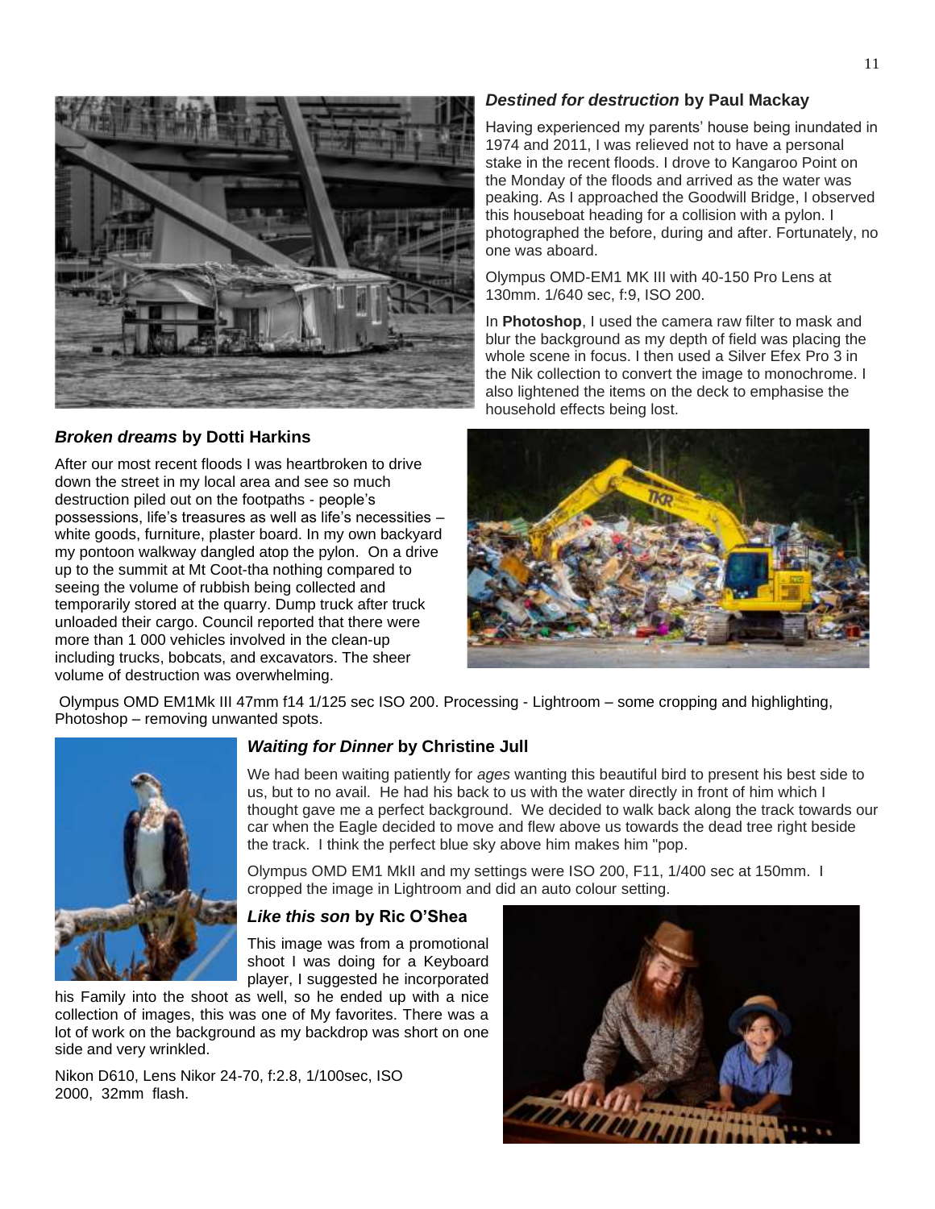### *Destined for destruction* by Paul Mackay

Having experienced my parents' house being inundated in 1974 and 2011, I was relieved not to have a personal stake in the recent floods. I drove to Kangaroo Point on the Monday of the floods and arrived as the water was peaking. As I approached the Goodwill Bridge, I observed this houseboat heading for a collision with a pylon. I photographed the before, during and after. Fortunately, no one was aboard.

Olympus OMD-EM1 MK III with 40-150 Pro Lens at 130mm. 1/640 sec, f:9, ISO 200.

In **Photoshop**, I used the camera raw filter to mask and blur the background as my depth of field was placing the whole scene in focus. I then used a Silver Efex Pro 3 in the Nik collection to convert the image to monochrome. I also lightened the items on the deck to emphasise the household effects being lost.

### *Broken dreams* by Dotti Harkins

After our most recent floods I was heartbroken to drive down the street in my local area and see so much destruction piled out on the footpaths - people's possessions, life's treasures as well as life's necessities – white goods, furniture, plaster board. In my own backyard my pontoon walkway dangled atop the pylon. On a drive up to the summit at Mt Coot-tha nothing compared to seeing the volume of rubbish being collected and temporarily stored at the quarry. Dump truck after truck unloaded their cargo. Council reported that there were more than 1 000 vehicles involved in the clean-up including trucks, bobcats, and excavators. The sheer volume of destruction was overwhelming.

Olympus OMD EM1Mk III 47mm f14 1/125 sec ISO 200. Processing - Lightroom – some cropping and highlighting, Photoshop – removing unwanted spots.

### *Waiting for Dinner* by Christine Jull

We had been waiting patiently for *ages* wanting this beautiful bird to present his best side to us, but to no avail. He had his back to us with the water directly in front of him which I thought gave me a perfect background. We decided to walk back along the track towards our car when the Eagle decided to move and flew above us towards the dead tree right beside the track. I think the perfect blue sky above him makes him "pop.

Olympus OMD EM1 MkII and my settings were ISO 200, F11, 1/400 sec at 150mm. I cropped the image in Lightroom and did an auto colour setting.

### *Like this son* by Ric O'Shea

This image was from a promotional shoot I was doing for a Keyboard player, I suggested he incorporated his Family into the shoot as well, so he ended up with a nice collection of images, this was one of My favorites. There was a lot of work on the background as my backdrop was short on one side and very wrinkled.

Nikon D610, Lens Nikor 24-70, f:2.8, 1/100sec, ISO 2000, 32mm flash.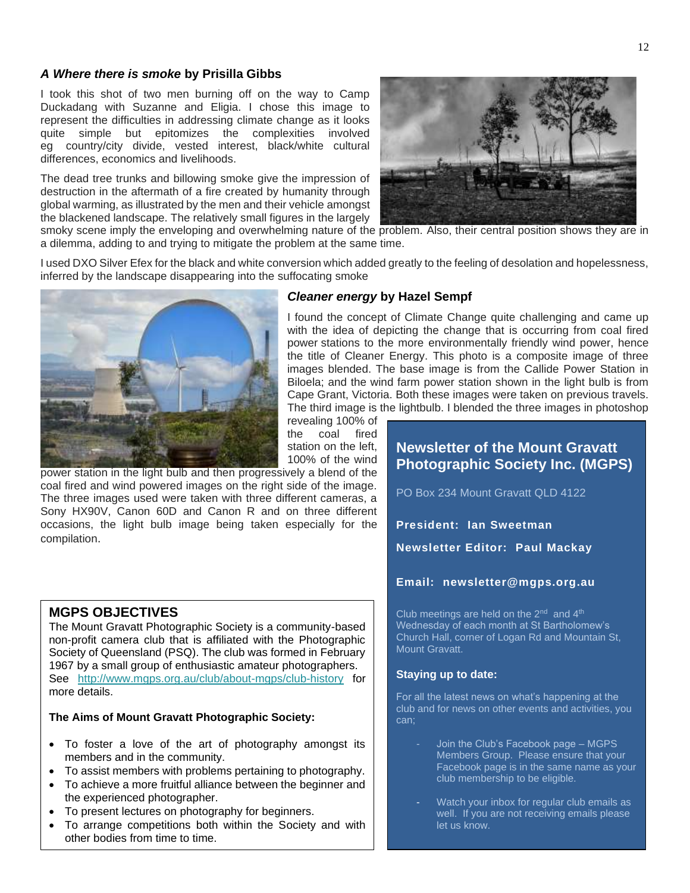### *A Where there is smoke* by Prisilla Gibbs

I took this shot of two men burning off on the way to Camp Duckadang with Suzanne and Eligia. I chose this image to represent the difficulties in addressing climate change as it looks quite simple but epitomizes the complexities involved eg country/city divide, vested interest, black/white cultural differences, economics and livelihoods.

The dead tree trunks and billowing smoke give the impression of destruction in the aftermath of a fire created by humanity through global warming, as illustrated by the men and their vehicle amongst the blackened landscape. The relatively small figures in the largely smoky scene imply the enveloping and overwhelming nature of the problem. Also, their central position shows they are in a dilemma, adding to and trying to mitigate the problem at the same time.

I used DXO Silver Efex for the black and white conversion which added greatly to the feeling of desolation and hopelessness, inferred by the landscape disappearing into the suffocating smoke

### *Cleaner energy* by Hazel Sempf

I found the concept of Climate Change quite challenging and came up with the idea of depicting the change that is occurring from coal fired power stations to the more environmentally friendly wind power, hence the title of Cleaner Energy. This photo is a composite image of three images blended. The base image is from the Callide Power Station in Biloela; and the wind farm power station shown in the light bulb is from Cape Grant, Victoria. Both these images were taken on previous travels. The third image is the lightbulb. I blended the three images in photoshop revealing 100% of the coal fired station on the left, 100% of the wind power station in the light bulb and then progressively a blend of the coal fired and wind powered images on the right side of the image. The three images used were taken with three different cameras, a Sony HX90V, Canon 60D and Canon R and on three different occasions, the light bulb image being taken especially for the compilation.

## Newsletter of the Mount Gravatt Photographic Society Inc. (MGPS)

PO Box 234 Mount Gravatt QLD 4122

**President: Ian Sweetman**

**Newsletter Editor: Paul Mackay**

**Email: newsletter@mgps.org.au**

Club meetings are held on the 2nd and 4th Wednesday of each month at St Bartholomew's Church Hall, corner of Logan Rd and Mountain St, Mount Gravatt.

**Staying up to date:**

For all the latest news on what's happening at the club and for news on other events and activities, you can;

- Join the Club's Facebook page – MGPS Members Group. Please ensure that your Facebook page is in the same name as your club membership to be eligible.
- Watch your inbox for regular club emails as well. If you are not receiving emails please let us know.

## MGPS OBJECTIVES

The Mount Gravatt Photographic Society is a community-based non-profit camera club that is affiliated with the Photographic Society of Queensland (PSQ). The club was formed in February 1967 by a small group of enthusiastic amateur photographers. See http://www.mgps.org.au/club/about-mgps/club-history for more details.

**The Aims of Mount Gravatt Photographic Society:**

- To foster a love of the art of photography amongst its members and in the community.
- To assist members with problems pertaining to photography.
- To achieve a more fruitful alliance between the beginner and the experienced photographer.
- To present lectures on photography for beginners.
- To arrange competitions both within the Society and with other bodies from time to time.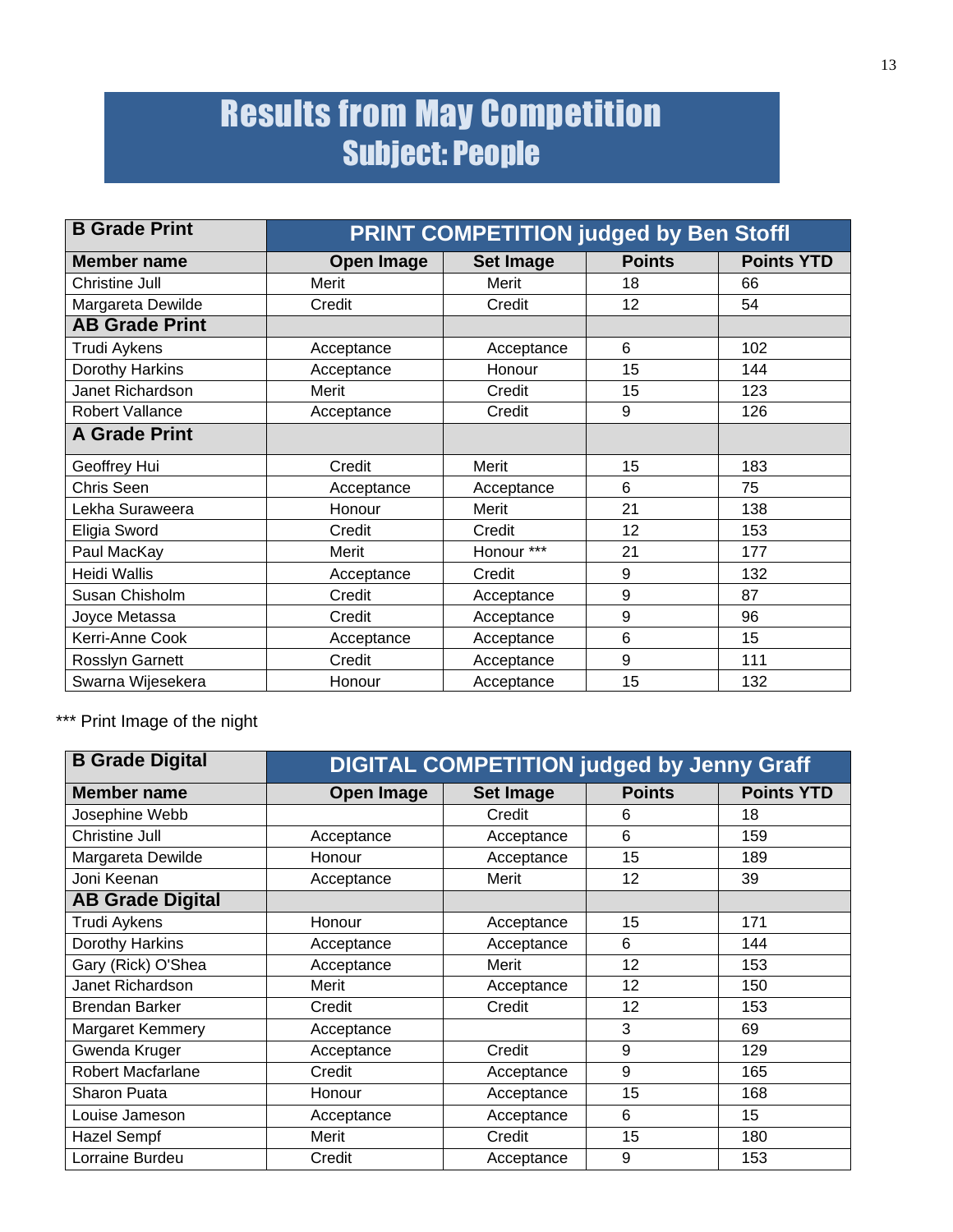# Results from May Competition
## Subject: People

| B Grade Print | PRINT COMPETITION judged by Ben Stoffl | | | |
|---|---|---|---|---|
| **Member name** | **Open Image** | **Set Image** | **Points** | **Points YTD** |
| Christine Jull | Merit | Merit | 18 | 66 |
| Margareta Dewilde | Credit | Credit | 12 | 54 |
| **AB Grade Print** | | | | |
| Trudi Aykens | Acceptance | Acceptance | 6 | 102 |
| Dorothy Harkins | Acceptance | Honour | 15 | 144 |
| Janet Richardson | Merit | Credit | 15 | 123 |
| Robert Vallance | Acceptance | Credit | 9 | 126 |
| **A Grade Print** | | | | |
| Geoffrey Hui | Credit | Merit | 15 | 183 |
| Chris Seen | Acceptance | Acceptance | 6 | 75 |
| Lekha Suraweera | Honour | Merit | 21 | 138 |
| Eligia Sword | Credit | Credit | 12 | 153 |
| Paul MacKay | Merit | Honour *** | 21 | 177 |
| Heidi Wallis | Acceptance | Credit | 9 | 132 |
| Susan Chisholm | Credit | Acceptance | 9 | 87 |
| Joyce Metassa | Credit | Acceptance | 9 | 96 |
| Kerri-Anne Cook | Acceptance | Acceptance | 6 | 15 |
| Rosslyn Garnett | Credit | Acceptance | 9 | 111 |
| Swarna Wijesekera | Honour | Acceptance | 15 | 132 |

*** Print Image of the night

| B Grade Digital | DIGITAL COMPETITION judged by Jenny Graff | | | |
|---|---|---|---|---|
| **Member name** | **Open Image** | **Set Image** | **Points** | **Points YTD** |
| Josephine Webb | | Credit | 6 | 18 |
| Christine Jull | Acceptance | Acceptance | 6 | 159 |
| Margareta Dewilde | Honour | Acceptance | 15 | 189 |
| Joni Keenan | Acceptance | Merit | 12 | 39 |
| **AB Grade Digital** | | | | |
| Trudi Aykens | Honour | Acceptance | 15 | 171 |
| Dorothy Harkins | Acceptance | Acceptance | 6 | 144 |
| Gary (Rick) O'Shea | Acceptance | Merit | 12 | 153 |
| Janet Richardson | Merit | Acceptance | 12 | 150 |
| Brendan Barker | Credit | Credit | 12 | 153 |
| Margaret Kemmery | Acceptance | | 3 | 69 |
| Gwenda Kruger | Acceptance | Credit | 9 | 129 |
| Robert Macfarlane | Credit | Acceptance | 9 | 165 |
| Sharon Puata | Honour | Acceptance | 15 | 168 |
| Louise Jameson | Acceptance | Acceptance | 6 | 15 |
| Hazel Sempf | Merit | Credit | 15 | 180 |
| Lorraine Burdeu | Credit | Acceptance | 9 | 153 |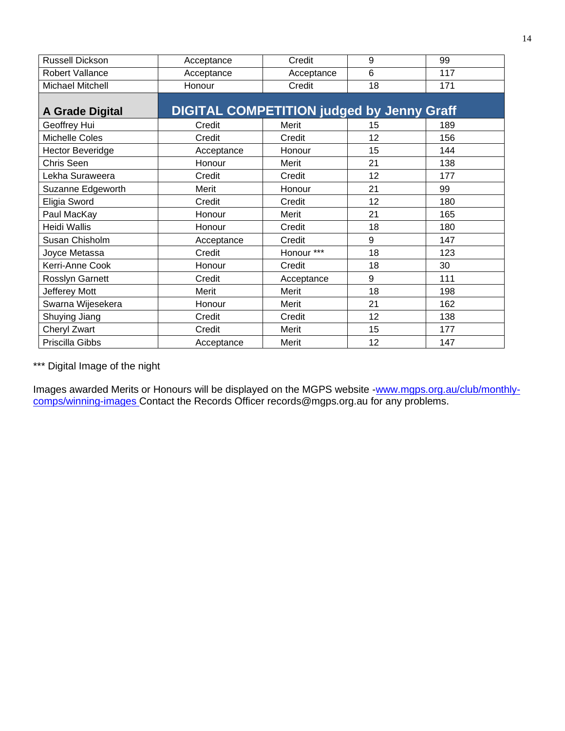| | | | | |
|---|---|---|---|---|
| Russell Dickson | Acceptance | Credit | 9 | 99 |
| Robert Vallance | Acceptance | Acceptance | 6 | 117 |
| Michael Mitchell | Honour | Credit | 18 | 171 |
| **A Grade Digital** | **DIGITAL COMPETITION judged by Jenny Graff** | | | |
| Geoffrey Hui | Credit | Merit | 15 | 189 |
| Michelle Coles | Credit | Credit | 12 | 156 |
| Hector Beveridge | Acceptance | Honour | 15 | 144 |
| Chris Seen | Honour | Merit | 21 | 138 |
| Lekha Suraweera | Credit | Credit | 12 | 177 |
| Suzanne Edgeworth | Merit | Honour | 21 | 99 |
| Eligia Sword | Credit | Credit | 12 | 180 |
| Paul MacKay | Honour | Merit | 21 | 165 |
| Heidi Wallis | Honour | Credit | 18 | 180 |
| Susan Chisholm | Acceptance | Credit | 9 | 147 |
| Joyce Metassa | Credit | Honour *** | 18 | 123 |
| Kerri-Anne Cook | Honour | Credit | 18 | 30 |
| Rosslyn Garnett | Credit | Acceptance | 9 | 111 |
| Jefferey Mott | Merit | Merit | 18 | 198 |
| Swarna Wijesekera | Honour | Merit | 21 | 162 |
| Shuying Jiang | Credit | Credit | 12 | 138 |
| Cheryl Zwart | Credit | Merit | 15 | 177 |
| Priscilla Gibbs | Acceptance | Merit | 12 | 147 |

*** Digital Image of the night

Images awarded Merits or Honours will be displayed on the MGPS website -www.mgps.org.au/club/monthly-comps/winning-images Contact the Records Officer records@mgps.org.au for any problems.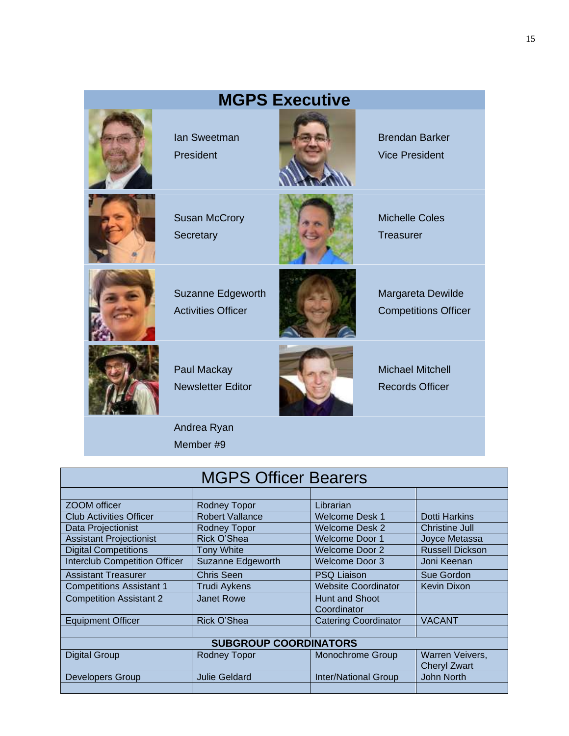## MGPS Executive

| | | | |
|---|---|---|---|
| | Ian Sweetman<br>President | | Brendan Barker<br>Vice President |
| | Susan McCrory<br>Secretary | | Michelle Coles<br>Treasurer |
| | Suzanne Edgeworth<br>Activities Officer | | Margareta Dewilde<br>Competitions Officer |
| | Paul Mackay<br>Newsletter Editor | | Michael Mitchell<br>Records Officer |
| | Andrea Ryan<br>Member #9 | | |

## MGPS Officer Bearers

| | | | |
|---|---|---|---|
| ZOOM officer | Rodney Topor | Librarian | |
| Club Activities Officer | Robert Vallance | Welcome Desk 1 | Dotti Harkins |
| Data Projectionist | Rodney Topor | Welcome Desk 2 | Christine Jull |
| Assistant Projectionist | Rick O'Shea | Welcome Door 1 | Joyce Metassa |
| Digital Competitions | Tony White | Welcome Door 2 | Russell Dickson |
| Interclub Competition Officer | Suzanne Edgeworth | Welcome Door 3 | Joni Keenan |
| Assistant Treasurer | Chris Seen | PSQ Liaison | Sue Gordon |
| Competitions Assistant 1 | Trudi Aykens | Website Coordinator | Kevin Dixon |
| Competition Assistant 2 | Janet Rowe | Hunt and Shoot Coordinator | |
| Equipment Officer | Rick O'Shea | Catering Coordinator | VACANT |
| | | | |
| **SUBGROUP COORDINATORS** | | | |
| Digital Group | Rodney Topor | Monochrome Group | Warren Veivers, Cheryl Zwart |
| Developers Group | Julie Geldard | Inter/National Group | John North |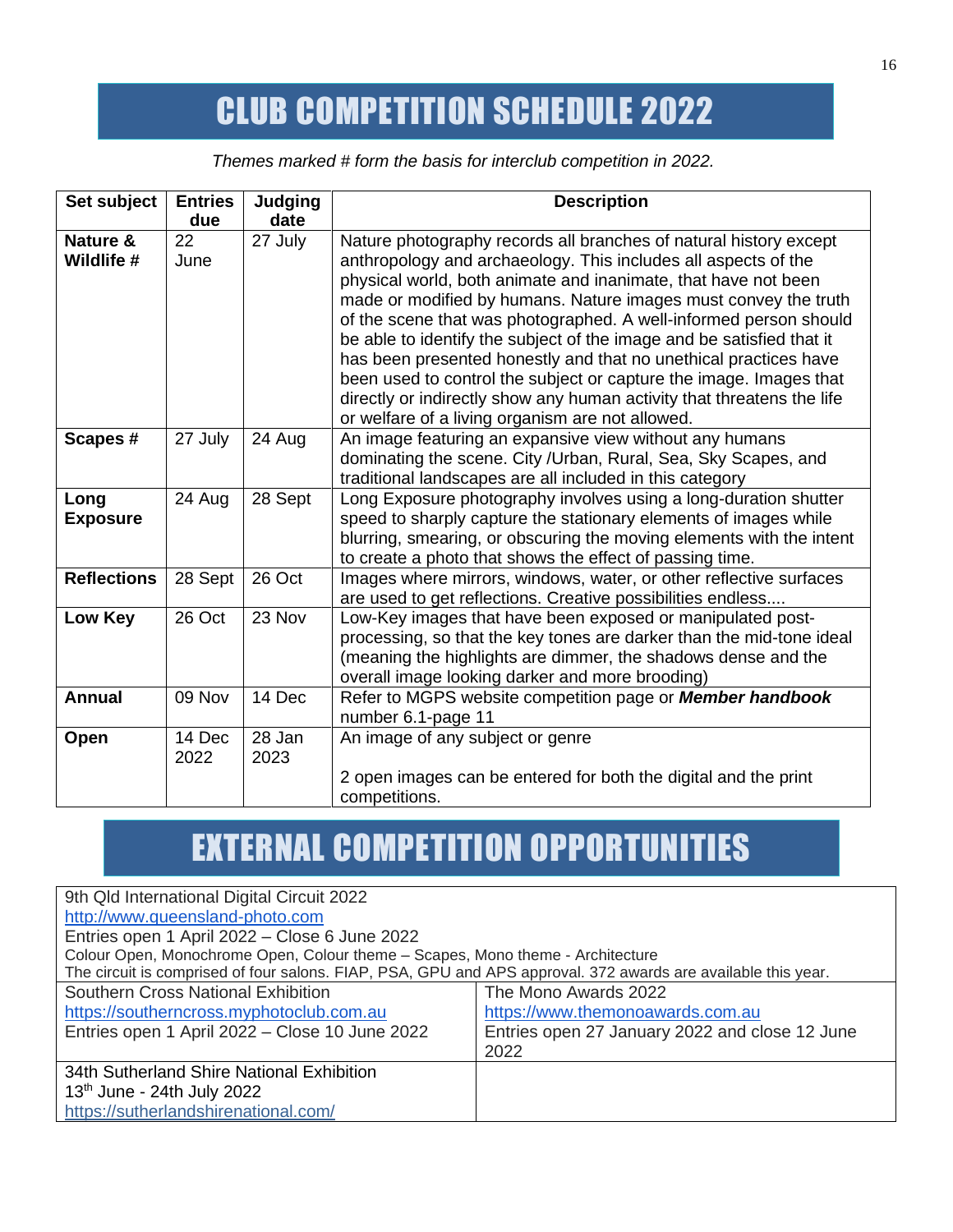# CLUB COMPETITION SCHEDULE 2022

*Themes marked # form the basis for interclub competition in 2022.*

| Set subject | Entries due | Judging date | Description |
|---|---|---|---|
| **Nature & Wildlife #** | 22 June | 27 July | Nature photography records all branches of natural history except anthropology and archaeology. This includes all aspects of the physical world, both animate and inanimate, that have not been made or modified by humans. Nature images must convey the truth of the scene that was photographed. A well-informed person should be able to identify the subject of the image and be satisfied that it has been presented honestly and that no unethical practices have been used to control the subject or capture the image. Images that directly or indirectly show any human activity that threatens the life or welfare of a living organism are not allowed. |
| **Scapes #** | 27 July | 24 Aug | An image featuring an expansive view without any humans dominating the scene. City /Urban, Rural, Sea, Sky Scapes, and traditional landscapes are all included in this category |
| **Long Exposure** | 24 Aug | 28 Sept | Long Exposure photography involves using a long-duration shutter speed to sharply capture the stationary elements of images while blurring, smearing, or obscuring the moving elements with the intent to create a photo that shows the effect of passing time. |
| **Reflections** | 28 Sept | 26 Oct | Images where mirrors, windows, water, or other reflective surfaces are used to get reflections. Creative possibilities endless.... |
| **Low Key** | 26 Oct | 23 Nov | Low-Key images that have been exposed or manipulated post-processing, so that the key tones are darker than the mid-tone ideal (meaning the highlights are dimmer, the shadows dense and the overall image looking darker and more brooding) |
| **Annual** | 09 Nov | 14 Dec | Refer to MGPS website competition page or ***Member handbook*** number 6.1-page 11 |
| **Open** | 14 Dec 2022 | 28 Jan 2023 | An image of any subject or genre<br><br>2 open images can be entered for both the digital and the print competitions. |

# EXTERNAL COMPETITION OPPORTUNITIES

9th Qld International Digital Circuit 2022
http://www.queensland-photo.com
Entries open 1 April 2022 – Close 6 June 2022
Colour Open, Monochrome Open, Colour theme – Scapes, Mono theme - Architecture
The circuit is comprised of four salons. FIAP, PSA, GPU and APS approval. 372 awards are available this year.

| | |
|---|---|
| Southern Cross National Exhibition<br>https://southerncross.myphotoclub.com.au<br>Entries open 1 April 2022 – Close 10 June 2022 | The Mono Awards 2022<br>https://www.themonoawards.com.au<br>Entries open 27 January 2022 and close 12 June 2022 |
| 34th Sutherland Shire National Exhibition<br>13th June - 24th July 2022<br>https://sutherlandshirenational.com/ | |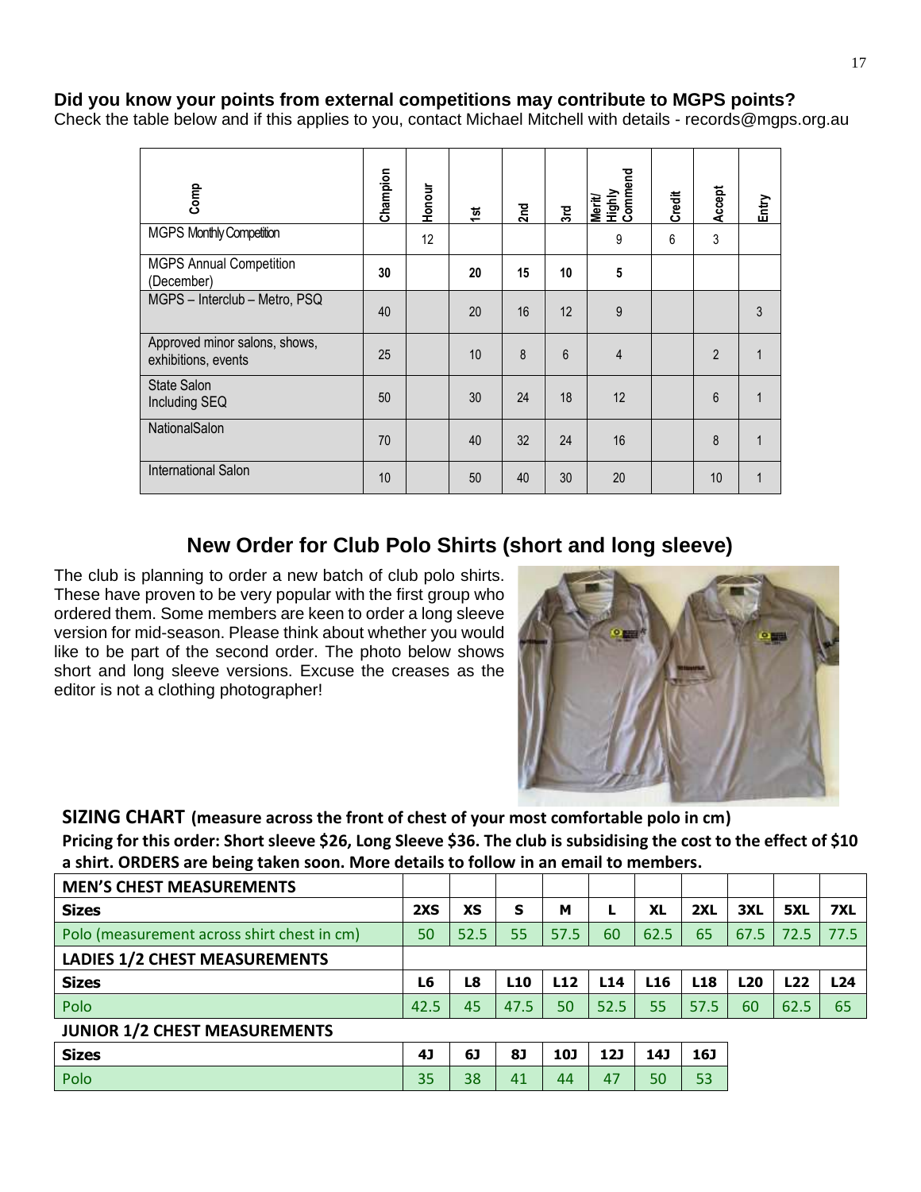**Did you know your points from external competitions may contribute to MGPS points?**
Check the table below and if this applies to you, contact Michael Mitchell with details - records@mgps.org.au

| Comp | Champion | Honour | 1st | 2nd | 3rd | Merit/ Highly Commend | Credit | Accept | Entry |
|---|---|---|---|---|---|---|---|---|---|
| MGPS Monthly Competition | | 12 | | | | 9 | 6 | 3 | |
| MGPS Annual Competition (December) | **30** | | **20** | **15** | **10** | **5** | | | |
| MGPS – Interclub – Metro, PSQ | 40 | | 20 | 16 | 12 | 9 | | | 3 |
| Approved minor salons, shows, exhibitions, events | 25 | | 10 | 8 | 6 | 4 | | 2 | 1 |
| State Salon Including SEQ | 50 | | 30 | 24 | 18 | 12 | | 6 | 1 |
| NationalSalon | 70 | | 40 | 32 | 24 | 16 | | 8 | 1 |
| International Salon | 10 | | 50 | 40 | 30 | 20 | | 10 | 1 |

## New Order for Club Polo Shirts (short and long sleeve)

The club is planning to order a new batch of club polo shirts. These have proven to be very popular with the first group who ordered them. Some members are keen to order a long sleeve version for mid-season. Please think about whether you would like to be part of the second order. The photo below shows short and long sleeve versions. Excuse the creases as the editor is not a clothing photographer!

**SIZING CHART (measure across the front of chest of your most comfortable polo in cm)**

**Pricing for this order: Short sleeve $26, Long Sleeve $36. The club is subsidising the cost to the effect of $10 a shirt. ORDERS are being taken soon. More details to follow in an email to members.**

| | | | | | | | | | | |
|---|---|---|---|---|---|---|---|---|---|---|
| **MEN'S CHEST MEASUREMENTS** | | | | | | | | | | |
| **Sizes** | **2XS** | **XS** | **S** | **M** | **L** | **XL** | **2XL** | **3XL** | **5XL** | **7XL** |
| Polo (measurement across shirt chest in cm) | 50 | 52.5 | 55 | 57.5 | 60 | 62.5 | 65 | 67.5 | 72.5 | 77.5 |
| **LADIES 1/2 CHEST MEASUREMENTS** | | | | | | | | | | |
| **Sizes** | **L6** | **L8** | **L10** | **L12** | **L14** | **L16** | **L18** | **L20** | **L22** | **L24** |
| Polo | 42.5 | 45 | 47.5 | 50 | 52.5 | 55 | 57.5 | 60 | 62.5 | 65 |
| **JUNIOR 1/2 CHEST MEASUREMENTS** | | | | | | | | | | |
| **Sizes** | **4J** | **6J** | **8J** | **10J** | **12J** | **14J** | **16J** | | | |
| Polo | 35 | 38 | 41 | 44 | 47 | 50 | 53 | | | |